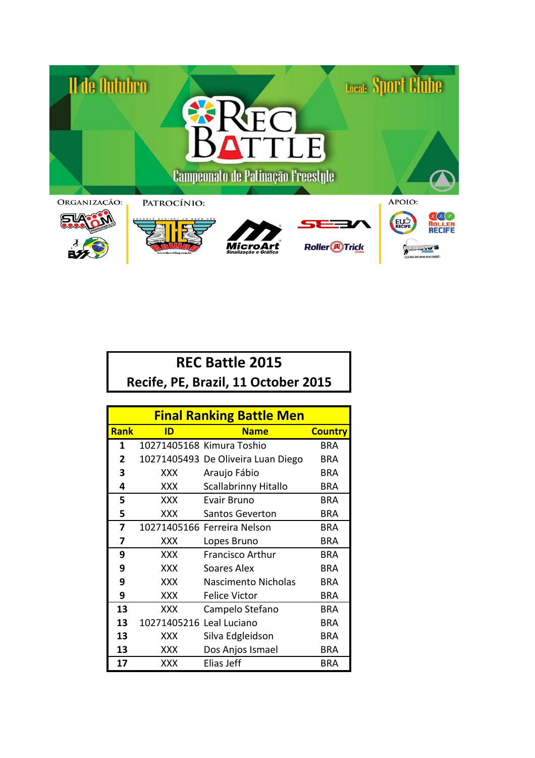11 de Outubro

Local: Sport Clube

REC BATTLE

Campeonato de Patinação Freestyle

ORGANIZAÇÃO:

PATROCÍNIO:

APOIO:

# REC Battle 2015

## Recife, PE, Brazil, 11 October 2015

| Final Ranking Battle Men | | | |
|---|---|---|---|
| **Rank** | **ID** | **Name** | **Country** |
| **1** | 10271405168 | Kimura Toshio | BRA |
| **2** | 10271405493 | De Oliveira Luan Diego | BRA |
| **3** | XXX | Araujo Fábio | BRA |
| **4** | XXX | Scallabrinny Hitallo | BRA |
| **5** | XXX | Evair Bruno | BRA |
| **5** | XXX | Santos Geverton | BRA |
| **7** | 10271405166 | Ferreira Nelson | BRA |
| **7** | XXX | Lopes Bruno | BRA |
| **9** | XXX | Francisco Arthur | BRA |
| **9** | XXX | Soares Alex | BRA |
| **9** | XXX | Nascimento Nicholas | BRA |
| **9** | XXX | Felice Victor | BRA |
| **13** | XXX | Campelo Stefano | BRA |
| **13** | 10271405216 | Leal Luciano | BRA |
| **13** | XXX | Silva Edgleidson | BRA |
| **13** | XXX | Dos Anjos Ismael | BRA |
| **17** | XXX | Elias Jeff | BRA |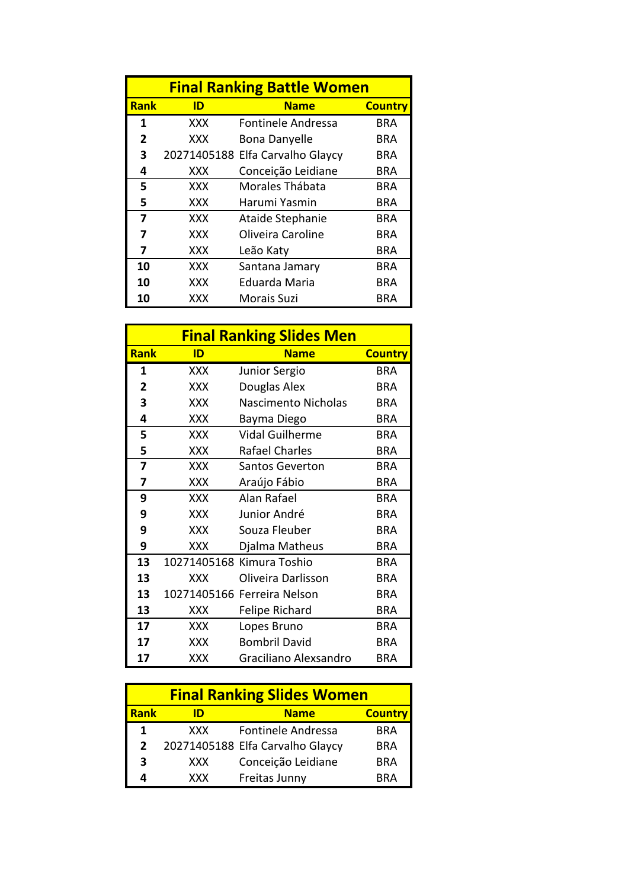## Final Ranking Battle Women

| Rank | ID | Name | Country |
|---|---|---|---|
| 1 | XXX | Fontinele Andressa | BRA |
| 2 | XXX | Bona Danyelle | BRA |
| 3 | 20271405188 | Elfa Carvalho Glaycy | BRA |
| 4 | XXX | Conceição Leidiane | BRA |
| 5 | XXX | Morales Thábata | BRA |
| 5 | XXX | Harumi Yasmin | BRA |
| 7 | XXX | Ataide Stephanie | BRA |
| 7 | XXX | Oliveira Caroline | BRA |
| 7 | XXX | Leão Katy | BRA |
| 10 | XXX | Santana Jamary | BRA |
| 10 | XXX | Eduarda Maria | BRA |
| 10 | XXX | Morais Suzi | BRA |

## Final Ranking Slides Men

| Rank | ID | Name | Country |
|---|---|---|---|
| 1 | XXX | Junior Sergio | BRA |
| 2 | XXX | Douglas Alex | BRA |
| 3 | XXX | Nascimento Nicholas | BRA |
| 4 | XXX | Bayma Diego | BRA |
| 5 | XXX | Vidal Guilherme | BRA |
| 5 | XXX | Rafael Charles | BRA |
| 7 | XXX | Santos Geverton | BRA |
| 7 | XXX | Araújo Fábio | BRA |
| 9 | XXX | Alan Rafael | BRA |
| 9 | XXX | Junior André | BRA |
| 9 | XXX | Souza Fleuber | BRA |
| 9 | XXX | Djalma Matheus | BRA |
| 13 | 10271405168 | Kimura Toshio | BRA |
| 13 | XXX | Oliveira Darlisson | BRA |
| 13 | 10271405166 | Ferreira Nelson | BRA |
| 13 | XXX | Felipe Richard | BRA |
| 17 | XXX | Lopes Bruno | BRA |
| 17 | XXX | Bombril David | BRA |
| 17 | XXX | Graciliano Alexsandro | BRA |

## Final Ranking Slides Women

| Rank | ID | Name | Country |
|---|---|---|---|
| 1 | XXX | Fontinele Andressa | BRA |
| 2 | 20271405188 | Elfa Carvalho Glaycy | BRA |
| 3 | XXX | Conceição Leidiane | BRA |
| 4 | XXX | Freitas Junny | BRA |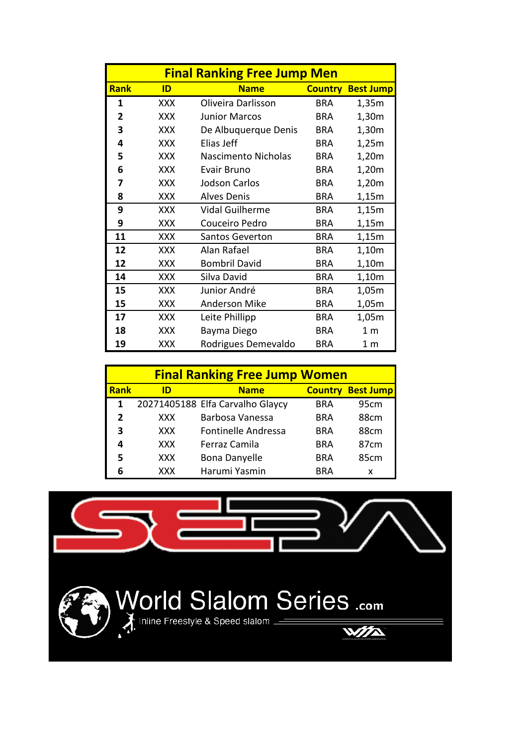## Final Ranking Free Jump Men

| Rank | ID | Name | Country | Best Jump |
|---|---|---|---|---|
| 1 | XXX | Oliveira Darlisson | BRA | 1,35m |
| 2 | XXX | Junior Marcos | BRA | 1,30m |
| 3 | XXX | De Albuquerque Denis | BRA | 1,30m |
| 4 | XXX | Elias Jeff | BRA | 1,25m |
| 5 | XXX | Nascimento Nicholas | BRA | 1,20m |
| 6 | XXX | Evair Bruno | BRA | 1,20m |
| 7 | XXX | Jodson Carlos | BRA | 1,20m |
| 8 | XXX | Alves Denis | BRA | 1,15m |
| 9 | XXX | Vidal Guilherme | BRA | 1,15m |
| 9 | XXX | Couceiro Pedro | BRA | 1,15m |
| 11 | XXX | Santos Geverton | BRA | 1,15m |
| 12 | XXX | Alan Rafael | BRA | 1,10m |
| 12 | XXX | Bombril David | BRA | 1,10m |
| 14 | XXX | Silva David | BRA | 1,10m |
| 15 | XXX | Junior André | BRA | 1,05m |
| 15 | XXX | Anderson Mike | BRA | 1,05m |
| 17 | XXX | Leite Phillipp | BRA | 1,05m |
| 18 | XXX | Bayma Diego | BRA | 1 m |
| 19 | XXX | Rodrigues Demevaldo | BRA | 1 m |

## Final Ranking Free Jump Women

| Rank | ID | Name | Country | Best Jump |
|---|---|---|---|---|
| 1 | 20271405188 | Elfa Carvalho Glaycy | BRA | 95cm |
| 2 | XXX | Barbosa Vanessa | BRA | 88cm |
| 3 | XXX | Fontinelle Andressa | BRA | 88cm |
| 4 | XXX | Ferraz Camila | BRA | 87cm |
| 5 | XXX | Bona Danyelle | BRA | 85cm |
| 6 | XXX | Harumi Yasmin | BRA | x |

SEBA

World Slalom Series .com

Inline Freestyle & Speed slalom